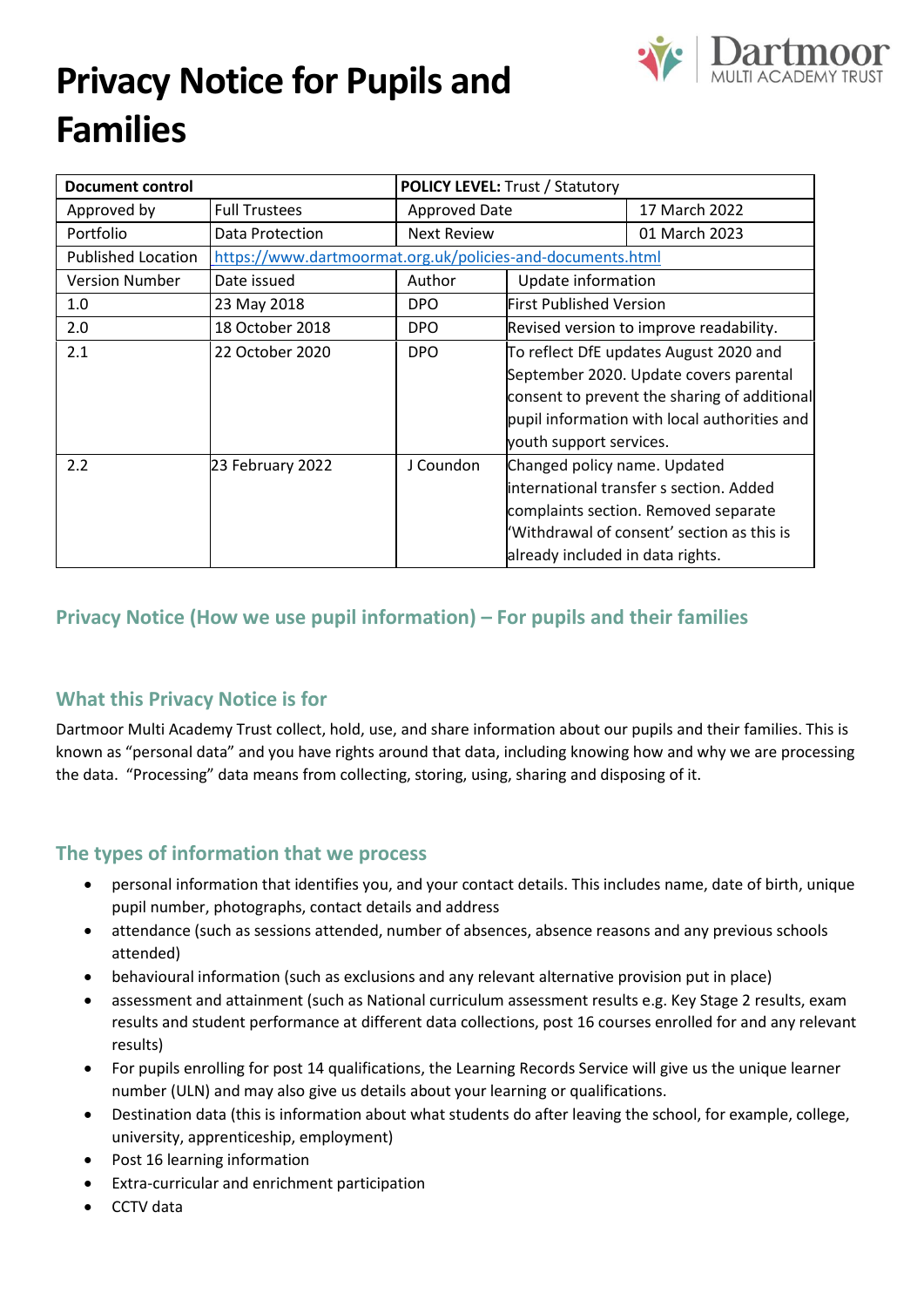# Privacy Notice for Pupils and Families

| Document control | | POLICY LEVEL: Trust / Statutory | | |
|---|---|---|---|---|
| Approved by | Full Trustees | Approved Date | | 17 March 2022 |
| Portfolio | Data Protection | Next Review | | 01 March 2023 |
| Published Location | https://www.dartmoormat.org.uk/policies-and-documents.html | | | |
| Version Number | Date issued | Author | Update information | |
| 1.0 | 23 May 2018 | DPO | First Published Version | |
| 2.0 | 18 October 2018 | DPO | Revised version to improve readability. | |
| 2.1 | 22 October 2020 | DPO | To reflect DfE updates August 2020 and September 2020. Update covers parental consent to prevent the sharing of additional pupil information with local authorities and youth support services. | |
| 2.2 | 23 February 2022 | J Coundon | Changed policy name. Updated international transfer s section. Added complaints section. Removed separate 'Withdrawal of consent' section as this is already included in data rights. | |

## Privacy Notice (How we use pupil information) – For pupils and their families

### What this Privacy Notice is for

Dartmoor Multi Academy Trust collect, hold, use, and share information about our pupils and their families. This is known as "personal data" and you have rights around that data, including knowing how and why we are processing the data. "Processing" data means from collecting, storing, using, sharing and disposing of it.

### The types of information that we process

- personal information that identifies you, and your contact details. This includes name, date of birth, unique pupil number, photographs, contact details and address
- attendance (such as sessions attended, number of absences, absence reasons and any previous schools attended)
- behavioural information (such as exclusions and any relevant alternative provision put in place)
- assessment and attainment (such as National curriculum assessment results e.g. Key Stage 2 results, exam results and student performance at different data collections, post 16 courses enrolled for and any relevant results)
- For pupils enrolling for post 14 qualifications, the Learning Records Service will give us the unique learner number (ULN) and may also give us details about your learning or qualifications.
- Destination data (this is information about what students do after leaving the school, for example, college, university, apprenticeship, employment)
- Post 16 learning information
- Extra-curricular and enrichment participation
- CCTV data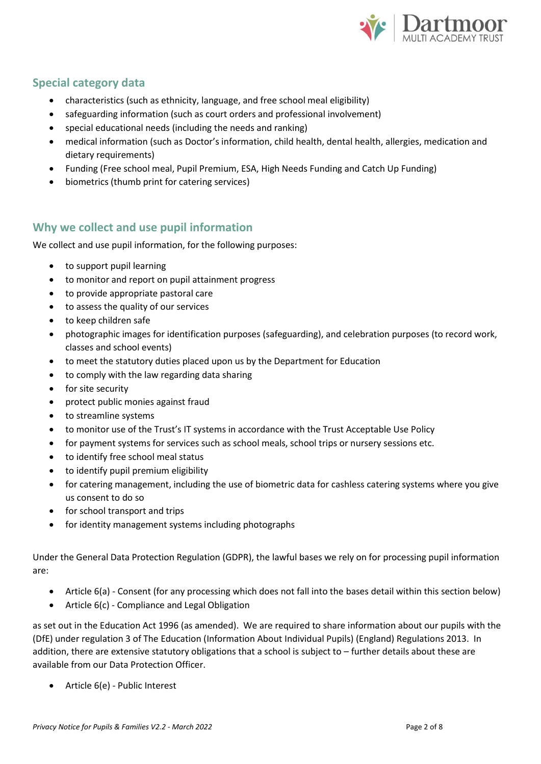## Special category data

- characteristics (such as ethnicity, language, and free school meal eligibility)
- safeguarding information (such as court orders and professional involvement)
- special educational needs (including the needs and ranking)
- medical information (such as Doctor's information, child health, dental health, allergies, medication and dietary requirements)
- Funding (Free school meal, Pupil Premium, ESA, High Needs Funding and Catch Up Funding)
- biometrics (thumb print for catering services)

## Why we collect and use pupil information

We collect and use pupil information, for the following purposes:

- to support pupil learning
- to monitor and report on pupil attainment progress
- to provide appropriate pastoral care
- to assess the quality of our services
- to keep children safe
- photographic images for identification purposes (safeguarding), and celebration purposes (to record work, classes and school events)
- to meet the statutory duties placed upon us by the Department for Education
- to comply with the law regarding data sharing
- for site security
- protect public monies against fraud
- to streamline systems
- to monitor use of the Trust's IT systems in accordance with the Trust Acceptable Use Policy
- for payment systems for services such as school meals, school trips or nursery sessions etc.
- to identify free school meal status
- to identify pupil premium eligibility
- for catering management, including the use of biometric data for cashless catering systems where you give us consent to do so
- for school transport and trips
- for identity management systems including photographs

Under the General Data Protection Regulation (GDPR), the lawful bases we rely on for processing pupil information are:

- Article 6(a) - Consent (for any processing which does not fall into the bases detail within this section below)
- Article 6(c) - Compliance and Legal Obligation

as set out in the Education Act 1996 (as amended). We are required to share information about our pupils with the (DfE) under regulation 3 of The Education (Information About Individual Pupils) (England) Regulations 2013. In addition, there are extensive statutory obligations that a school is subject to – further details about these are available from our Data Protection Officer.

- Article 6(e) - Public Interest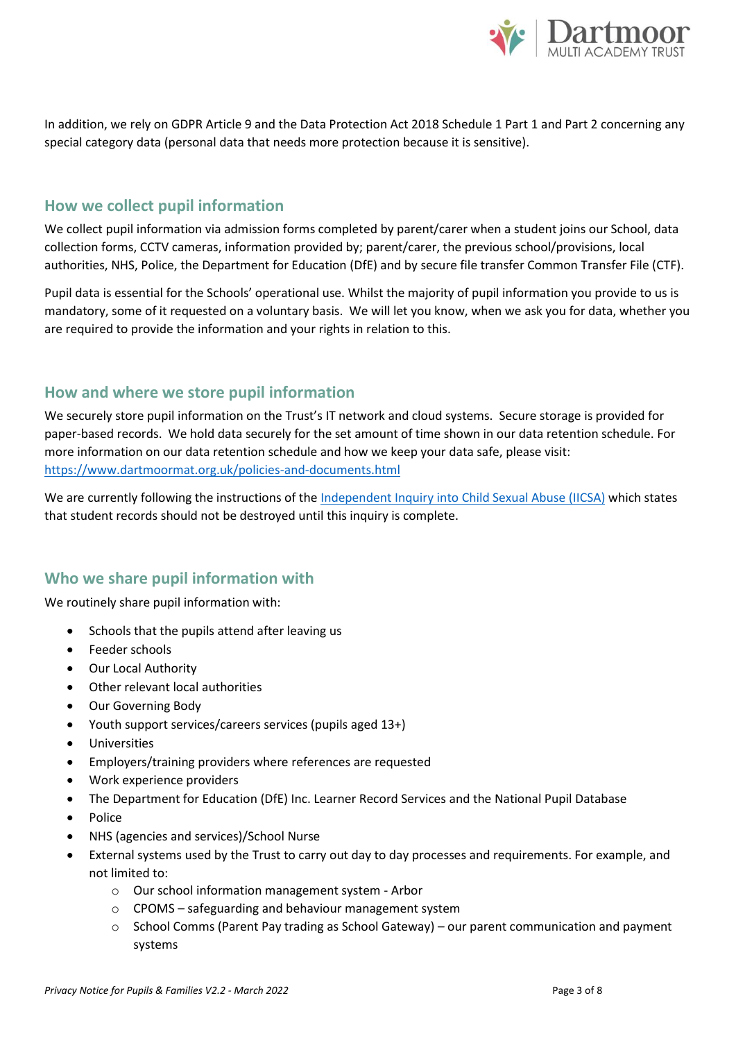In addition, we rely on GDPR Article 9 and the Data Protection Act 2018 Schedule 1 Part 1 and Part 2 concerning any special category data (personal data that needs more protection because it is sensitive).

## How we collect pupil information

We collect pupil information via admission forms completed by parent/carer when a student joins our School, data collection forms, CCTV cameras, information provided by; parent/carer, the previous school/provisions, local authorities, NHS, Police, the Department for Education (DfE) and by secure file transfer Common Transfer File (CTF).

Pupil data is essential for the Schools' operational use. Whilst the majority of pupil information you provide to us is mandatory, some of it requested on a voluntary basis. We will let you know, when we ask you for data, whether you are required to provide the information and your rights in relation to this.

## How and where we store pupil information

We securely store pupil information on the Trust's IT network and cloud systems. Secure storage is provided for paper-based records. We hold data securely for the set amount of time shown in our data retention schedule. For more information on our data retention schedule and how we keep your data safe, please visit: [https://www.dartmoormat.org.uk/policies-and-documents.html](https://www.dartmoormat.org.uk/policies-and-documents.html)

We are currently following the instructions of the Independent Inquiry into Child Sexual Abuse (IICSA) which states that student records should not be destroyed until this inquiry is complete.

## Who we share pupil information with

We routinely share pupil information with:

- Schools that the pupils attend after leaving us
- Feeder schools
- Our Local Authority
- Other relevant local authorities
- Our Governing Body
- Youth support services/careers services (pupils aged 13+)
- Universities
- Employers/training providers where references are requested
- Work experience providers
- The Department for Education (DfE) Inc. Learner Record Services and the National Pupil Database
- Police
- NHS (agencies and services)/School Nurse
- External systems used by the Trust to carry out day to day processes and requirements. For example, and not limited to:
  - Our school information management system - Arbor
  - CPOMS – safeguarding and behaviour management system
  - School Comms (Parent Pay trading as School Gateway) – our parent communication and payment systems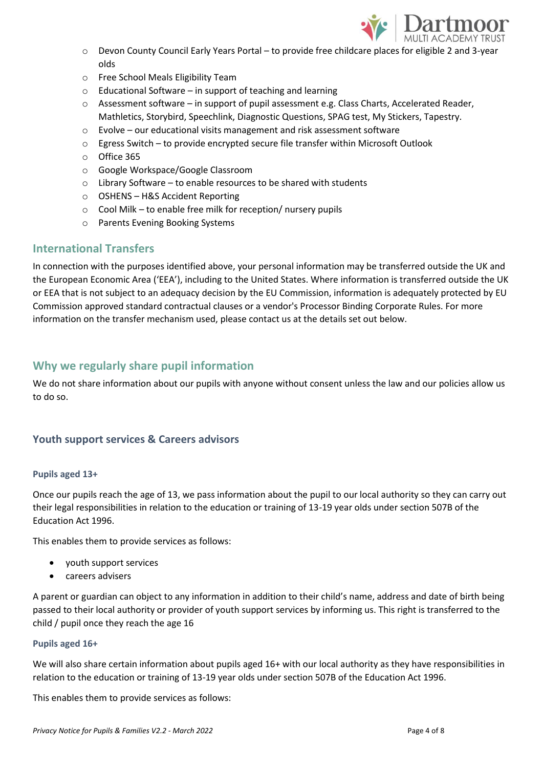- Devon County Council Early Years Portal – to provide free childcare places for eligible 2 and 3-year olds
- Free School Meals Eligibility Team
- Educational Software – in support of teaching and learning
- Assessment software – in support of pupil assessment e.g. Class Charts, Accelerated Reader, Mathletics, Storybird, Speechlink, Diagnostic Questions, SPAG test, My Stickers, Tapestry.
- Evolve – our educational visits management and risk assessment software
- Egress Switch – to provide encrypted secure file transfer within Microsoft Outlook
- Office 365
- Google Workspace/Google Classroom
- Library Software – to enable resources to be shared with students
- OSHENS – H&S Accident Reporting
- Cool Milk – to enable free milk for reception/ nursery pupils
- Parents Evening Booking Systems

## International Transfers

In connection with the purposes identified above, your personal information may be transferred outside the UK and the European Economic Area ('EEA'), including to the United States. Where information is transferred outside the UK or EEA that is not subject to an adequacy decision by the EU Commission, information is adequately protected by EU Commission approved standard contractual clauses or a vendor's Processor Binding Corporate Rules. For more information on the transfer mechanism used, please contact us at the details set out below.

## Why we regularly share pupil information

We do not share information about our pupils with anyone without consent unless the law and our policies allow us to do so.

### Youth support services & Careers advisors

#### Pupils aged 13+

Once our pupils reach the age of 13, we pass information about the pupil to our local authority so they can carry out their legal responsibilities in relation to the education or training of 13-19 year olds under section 507B of the Education Act 1996.

This enables them to provide services as follows:

- youth support services
- careers advisers

A parent or guardian can object to any information in addition to their child's name, address and date of birth being passed to their local authority or provider of youth support services by informing us. This right is transferred to the child / pupil once they reach the age 16

#### Pupils aged 16+

We will also share certain information about pupils aged 16+ with our local authority as they have responsibilities in relation to the education or training of 13-19 year olds under section 507B of the Education Act 1996.

This enables them to provide services as follows: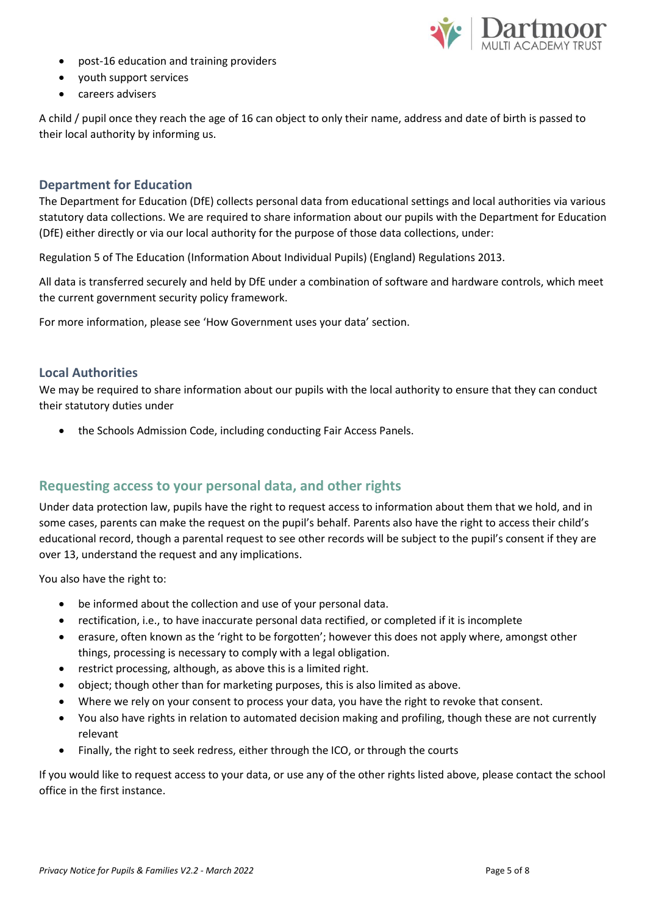- post-16 education and training providers
- youth support services
- careers advisers

A child / pupil once they reach the age of 16 can object to only their name, address and date of birth is passed to their local authority by informing us.

### Department for Education

The Department for Education (DfE) collects personal data from educational settings and local authorities via various statutory data collections. We are required to share information about our pupils with the Department for Education (DfE) either directly or via our local authority for the purpose of those data collections, under:

Regulation 5 of The Education (Information About Individual Pupils) (England) Regulations 2013.

All data is transferred securely and held by DfE under a combination of software and hardware controls, which meet the current government security policy framework.

For more information, please see 'How Government uses your data' section.

### Local Authorities

We may be required to share information about our pupils with the local authority to ensure that they can conduct their statutory duties under

- the Schools Admission Code, including conducting Fair Access Panels.

## Requesting access to your personal data, and other rights

Under data protection law, pupils have the right to request access to information about them that we hold, and in some cases, parents can make the request on the pupil's behalf. Parents also have the right to access their child's educational record, though a parental request to see other records will be subject to the pupil's consent if they are over 13, understand the request and any implications.

You also have the right to:

- be informed about the collection and use of your personal data.
- rectification, i.e., to have inaccurate personal data rectified, or completed if it is incomplete
- erasure, often known as the 'right to be forgotten'; however this does not apply where, amongst other things, processing is necessary to comply with a legal obligation.
- restrict processing, although, as above this is a limited right.
- object; though other than for marketing purposes, this is also limited as above.
- Where we rely on your consent to process your data, you have the right to revoke that consent.
- You also have rights in relation to automated decision making and profiling, though these are not currently relevant
- Finally, the right to seek redress, either through the ICO, or through the courts

If you would like to request access to your data, or use any of the other rights listed above, please contact the school office in the first instance.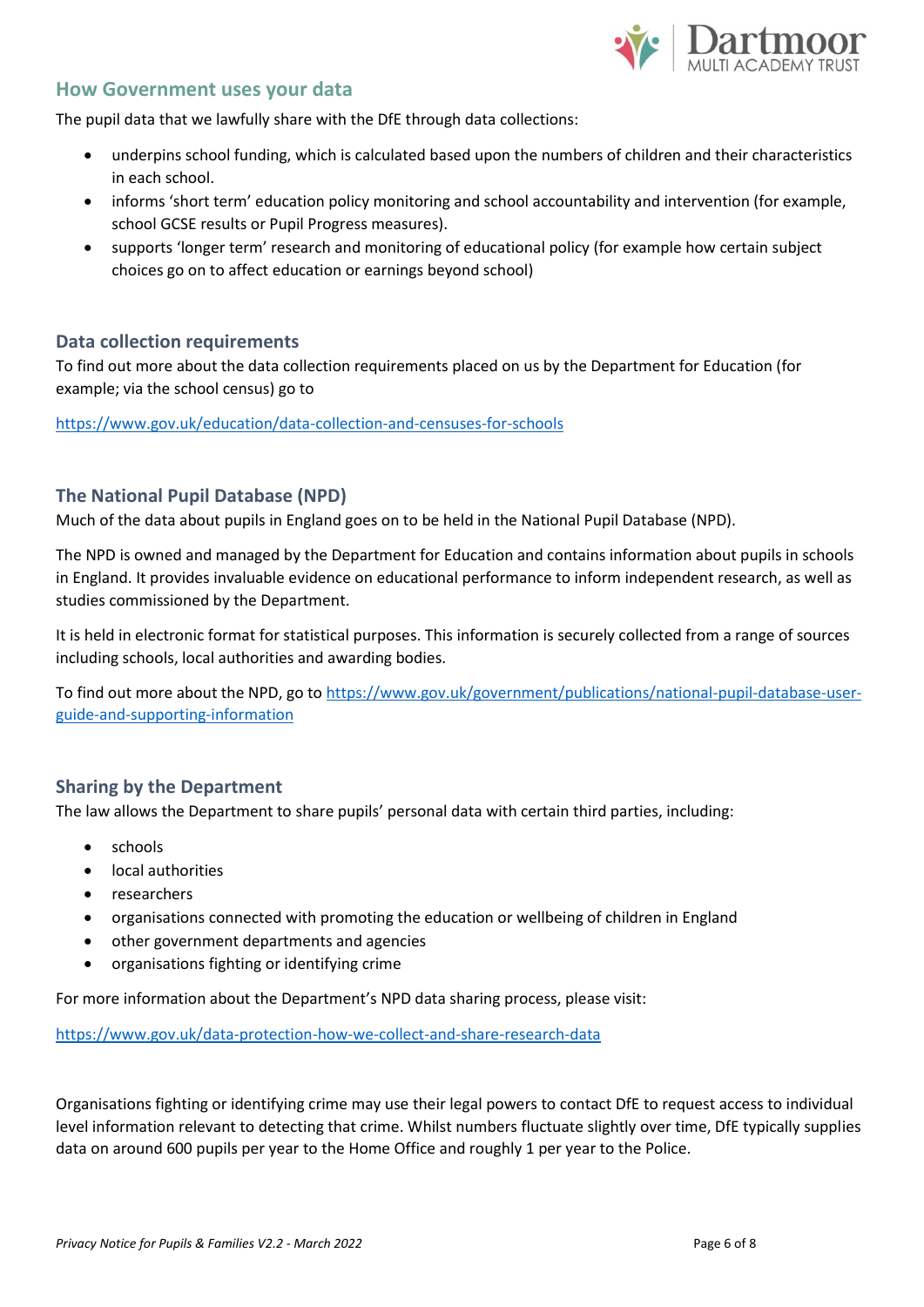## How Government uses your data

The pupil data that we lawfully share with the DfE through data collections:

- underpins school funding, which is calculated based upon the numbers of children and their characteristics in each school.
- informs 'short term' education policy monitoring and school accountability and intervention (for example, school GCSE results or Pupil Progress measures).
- supports 'longer term' research and monitoring of educational policy (for example how certain subject choices go on to affect education or earnings beyond school)

### Data collection requirements

To find out more about the data collection requirements placed on us by the Department for Education (for example; via the school census) go to

https://www.gov.uk/education/data-collection-and-censuses-for-schools

### The National Pupil Database (NPD)

Much of the data about pupils in England goes on to be held in the National Pupil Database (NPD).

The NPD is owned and managed by the Department for Education and contains information about pupils in schools in England. It provides invaluable evidence on educational performance to inform independent research, as well as studies commissioned by the Department.

It is held in electronic format for statistical purposes. This information is securely collected from a range of sources including schools, local authorities and awarding bodies.

To find out more about the NPD, go to https://www.gov.uk/government/publications/national-pupil-database-user-guide-and-supporting-information

### Sharing by the Department

The law allows the Department to share pupils' personal data with certain third parties, including:

- schools
- local authorities
- researchers
- organisations connected with promoting the education or wellbeing of children in England
- other government departments and agencies
- organisations fighting or identifying crime

For more information about the Department's NPD data sharing process, please visit:

https://www.gov.uk/data-protection-how-we-collect-and-share-research-data

Organisations fighting or identifying crime may use their legal powers to contact DfE to request access to individual level information relevant to detecting that crime. Whilst numbers fluctuate slightly over time, DfE typically supplies data on around 600 pupils per year to the Home Office and roughly 1 per year to the Police.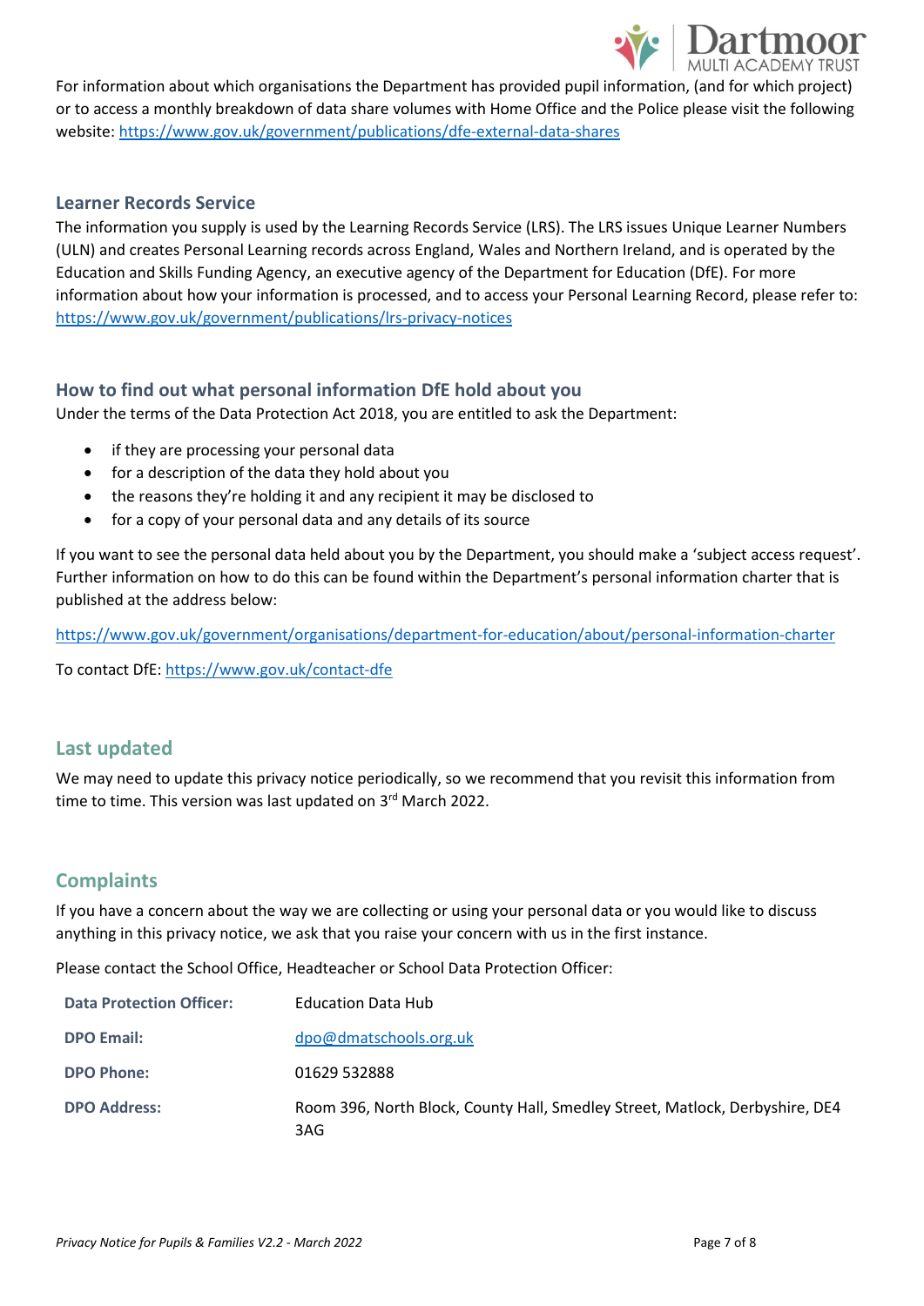For information about which organisations the Department has provided pupil information, (and for which project) or to access a monthly breakdown of data share volumes with Home Office and the Police please visit the following website: https://www.gov.uk/government/publications/dfe-external-data-shares

### Learner Records Service

The information you supply is used by the Learning Records Service (LRS). The LRS issues Unique Learner Numbers (ULN) and creates Personal Learning records across England, Wales and Northern Ireland, and is operated by the Education and Skills Funding Agency, an executive agency of the Department for Education (DfE). For more information about how your information is processed, and to access your Personal Learning Record, please refer to: https://www.gov.uk/government/publications/lrs-privacy-notices

### How to find out what personal information DfE hold about you

Under the terms of the Data Protection Act 2018, you are entitled to ask the Department:

- if they are processing your personal data
- for a description of the data they hold about you
- the reasons they're holding it and any recipient it may be disclosed to
- for a copy of your personal data and any details of its source

If you want to see the personal data held about you by the Department, you should make a 'subject access request'. Further information on how to do this can be found within the Department's personal information charter that is published at the address below:

https://www.gov.uk/government/organisations/department-for-education/about/personal-information-charter

To contact DfE: https://www.gov.uk/contact-dfe

## Last updated

We may need to update this privacy notice periodically, so we recommend that you revisit this information from time to time. This version was last updated on 3rd March 2022.

## Complaints

If you have a concern about the way we are collecting or using your personal data or you would like to discuss anything in this privacy notice, we ask that you raise your concern with us in the first instance.

Please contact the School Office, Headteacher or School Data Protection Officer:

| | |
|---|---|
| **Data Protection Officer:** | Education Data Hub |
| **DPO Email:** | dpo@dmatschools.org.uk |
| **DPO Phone:** | 01629 532888 |
| **DPO Address:** | Room 396, North Block, County Hall, Smedley Street, Matlock, Derbyshire, DE4 3AG |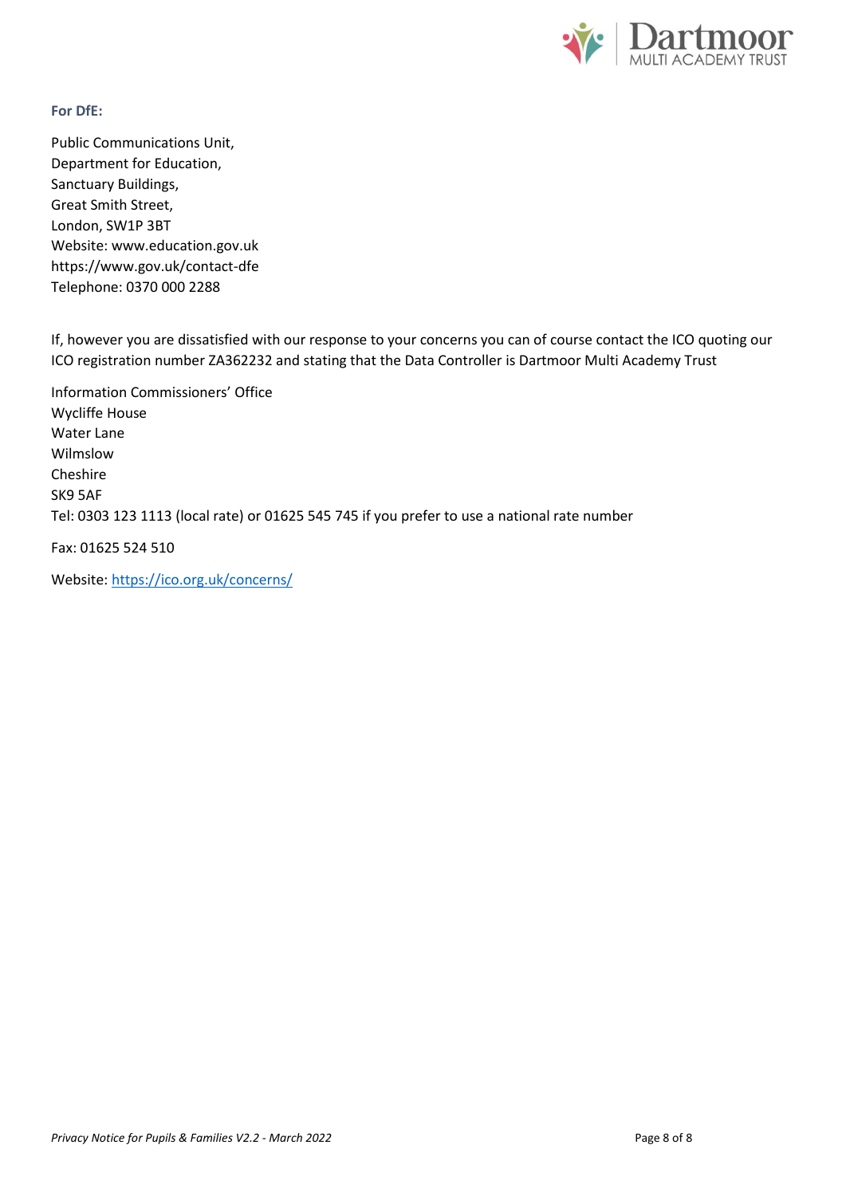**For DfE:**

Public Communications Unit,
Department for Education,
Sanctuary Buildings,
Great Smith Street,
London, SW1P 3BT
Website: www.education.gov.uk
https://www.gov.uk/contact-dfe
Telephone: 0370 000 2288

If, however you are dissatisfied with our response to your concerns you can of course contact the ICO quoting our ICO registration number ZA362232 and stating that the Data Controller is Dartmoor Multi Academy Trust

Information Commissioners' Office
Wycliffe House
Water Lane
Wilmslow
Cheshire
SK9 5AF
Tel: 0303 123 1113 (local rate) or 01625 545 745 if you prefer to use a national rate number

Fax: 01625 524 510

Website: [https://ico.org.uk/concerns/](https://ico.org.uk/concerns/)